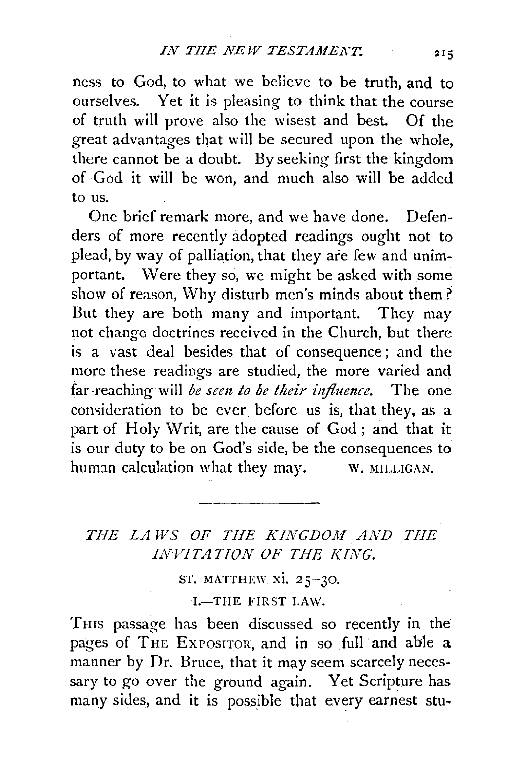ness to God, to what we believe to be truth, and to ourselves. Yet it is pleasing to think that the course of truth will prove also the wisest and best. Of the great advantages that will be secured upon the whole, there cannot be a doubt. By seeking first the kingdom of God it will be won, and much also will be added to us.

One brief remark more, and we have done. Defenders of more recently adopted readings ought not to plead, by way of palliation, that they are few and unimportant. Were they so, we might be asked with some show of reason, Why disturb men's minds about them? But they are both many and important. They may not change doctrines received in the Church, but there is a vast deal besides that of consequence; and the more these readings are studied, the more varied and far-reaching will *be seen to be their influence.* The one consideration to be ever before us is, that they, as a part of Holy Writ, are the cause of God; and that it is our duty to be on God's side, be the consequences to human calculation what they may.

W. MILLIGAN.

---

## *THE LAWS OF THE KINGDOM AND THE INVITATION OF THE KING.*

ST. MATTHEW xi. 25–30.

### I.—THE FIRST LAW.

THIS passage has been discussed so recently in the pages of THE EXPOSITOR, and in so full and able a manner by Dr. Bruce, that it may seem scarcely necessary to go over the ground again. Yet Scripture has many sides, and it is possible that every earnest stu-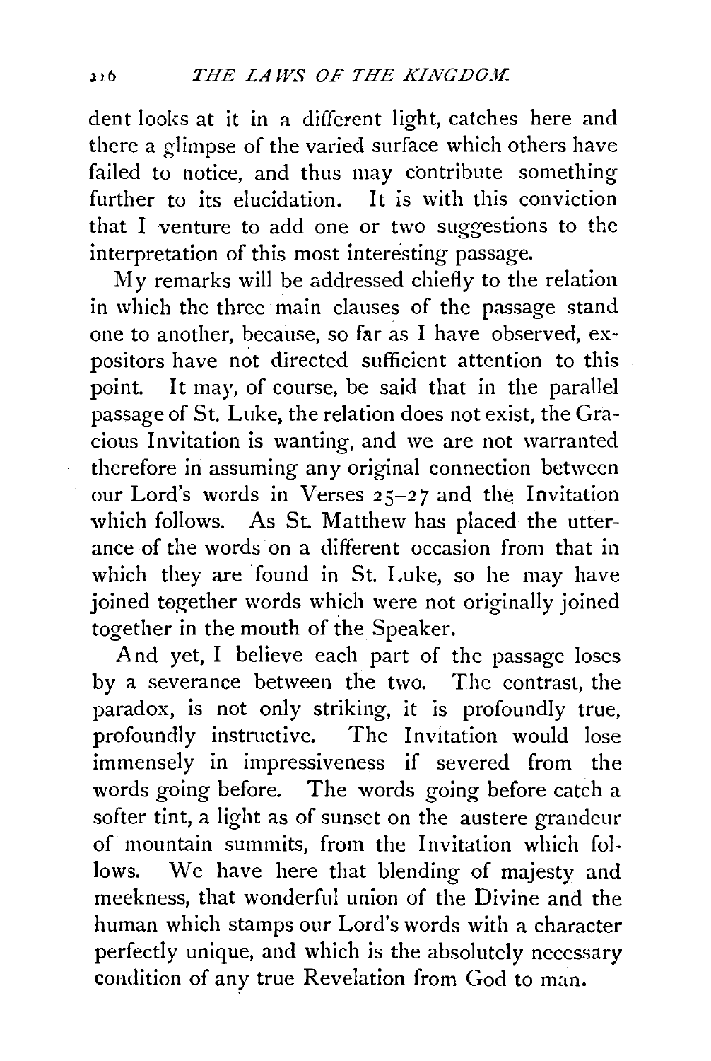dent looks at it in a different light, catches here and there a glimpse of the varied surface which others have failed to notice, and thus may contribute something further to its elucidation. It is with this conviction that I venture to add one or two suggestions to the interpretation of this most interesting passage.

My remarks will be addressed chiefly to the relation in which the three main clauses of the passage stand one to another, because, so far as I have observed, expositors have not directed sufficient attention to this point. It may, of course, be said that in the parallel passage of St. Luke, the relation does not exist, the Gracious Invitation is wanting, and we are not warranted therefore in assuming any original connection between our Lord's words in Verses 25–27 and the Invitation which follows. As St. Matthew has placed the utterance of the words on a different occasion from that in which they are found in St. Luke, so he may have joined together words which were not originally joined together in the mouth of the Speaker.

And yet, I believe each part of the passage loses by a severance between the two. The contrast, the paradox, is not only striking, it is profoundly true, profoundly instructive. The Invitation would lose immensely in impressiveness if severed from the words going before. The words going before catch a softer tint, a light as of sunset on the austere grandeur of mountain summits, from the Invitation which follows. We have here that blending of majesty and meekness, that wonderful union of the Divine and the human which stamps our Lord's words with a character perfectly unique, and which is the absolutely necessary condition of any true Revelation from God to man.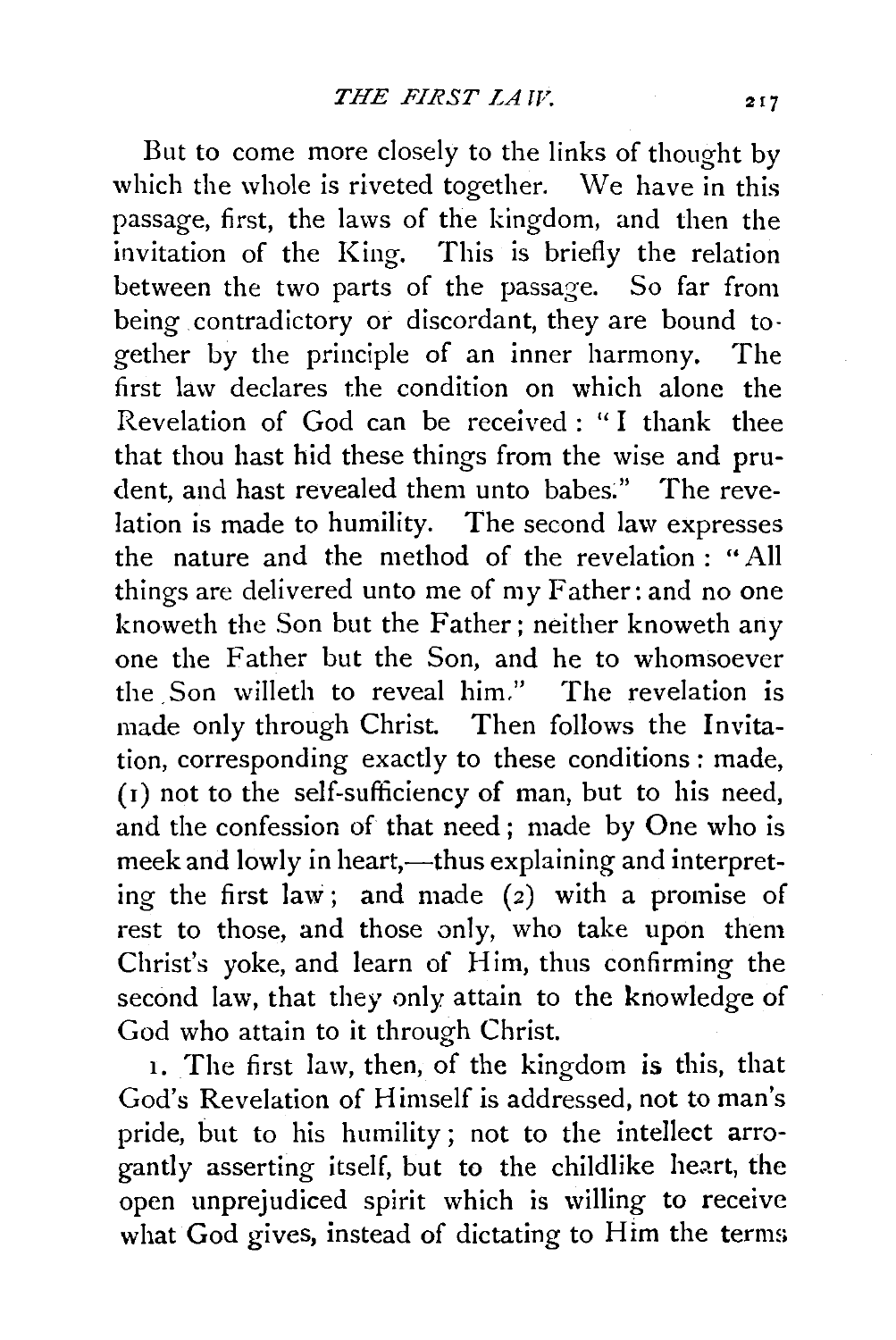But to come more closely to the links of thought by which the whole is riveted together. We have in this passage, first, the laws of the kingdom, and then the invitation of the King. This is briefly the relation between the two parts of the passage. So far from being contradictory or discordant, they are bound together by the principle of an inner harmony. The first law declares the condition on which alone the Revelation of God can be received: "I thank thee that thou hast hid these things from the wise and prudent, and hast revealed them unto babes." The revelation is made to humility. The second law expresses the nature and the method of the revelation: "All things are delivered unto me of my Father: and no one knoweth the Son but the Father; neither knoweth any one the Father but the Son, and he to whomsoever the Son willeth to reveal him." The revelation is made only through Christ. Then follows the Invitation, corresponding exactly to these conditions: made, (1) not to the self-sufficiency of man, but to his need, and the confession of that need; made by One who is meek and lowly in heart,—thus explaining and interpreting the first law; and made (2) with a promise of rest to those, and those only, who take upon them Christ's yoke, and learn of Him, thus confirming the second law, that they only attain to the knowledge of God who attain to it through Christ.

1. The first law, then, of the kingdom is this, that God's Revelation of Himself is addressed, not to man's pride, but to his humility; not to the intellect arrogantly asserting itself, but to the childlike heart, the open unprejudiced spirit which is willing to receive what God gives, instead of dictating to Him the terms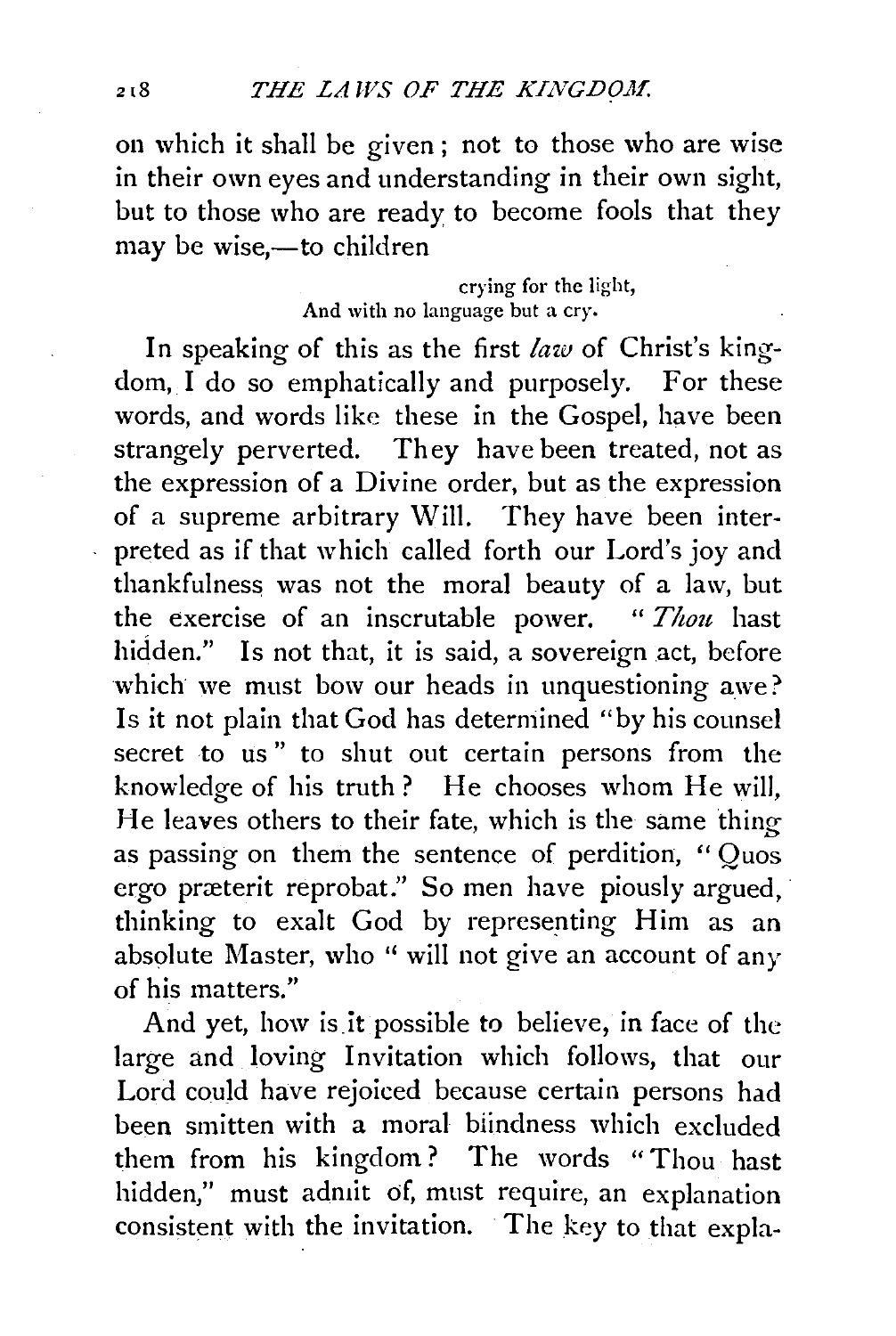on which it shall be given; not to those who are wise in their own eyes and understanding in their own sight, but to those who are ready to become fools that they may be wise,—to children

> crying for the light,
> And with no language but a cry.

In speaking of this as the first *law* of Christ's kingdom, I do so emphatically and purposely. For these words, and words like these in the Gospel, have been strangely perverted. They have been treated, not as the expression of a Divine order, but as the expression of a supreme arbitrary Will. They have been interpreted as if that which called forth our Lord's joy and thankfulness was not the moral beauty of a law, but the exercise of an inscrutable power. "*Thou* hast hidden." Is not that, it is said, a sovereign act, before which we must bow our heads in unquestioning awe? Is it not plain that God has determined "by his counsel secret to us" to shut out certain persons from the knowledge of his truth? He chooses whom He will, He leaves others to their fate, which is the same thing as passing on them the sentence of perdition, "Quos ergo præterit reprobat." So men have piously argued, thinking to exalt God by representing Him as an absolute Master, who "will not give an account of any of his matters."

And yet, how is it possible to believe, in face of the large and loving Invitation which follows, that our Lord could have rejoiced because certain persons had been smitten with a moral blindness which excluded them from his kingdom? The words "Thou hast hidden," must admit of, must require, an explanation consistent with the invitation. The key to that expla-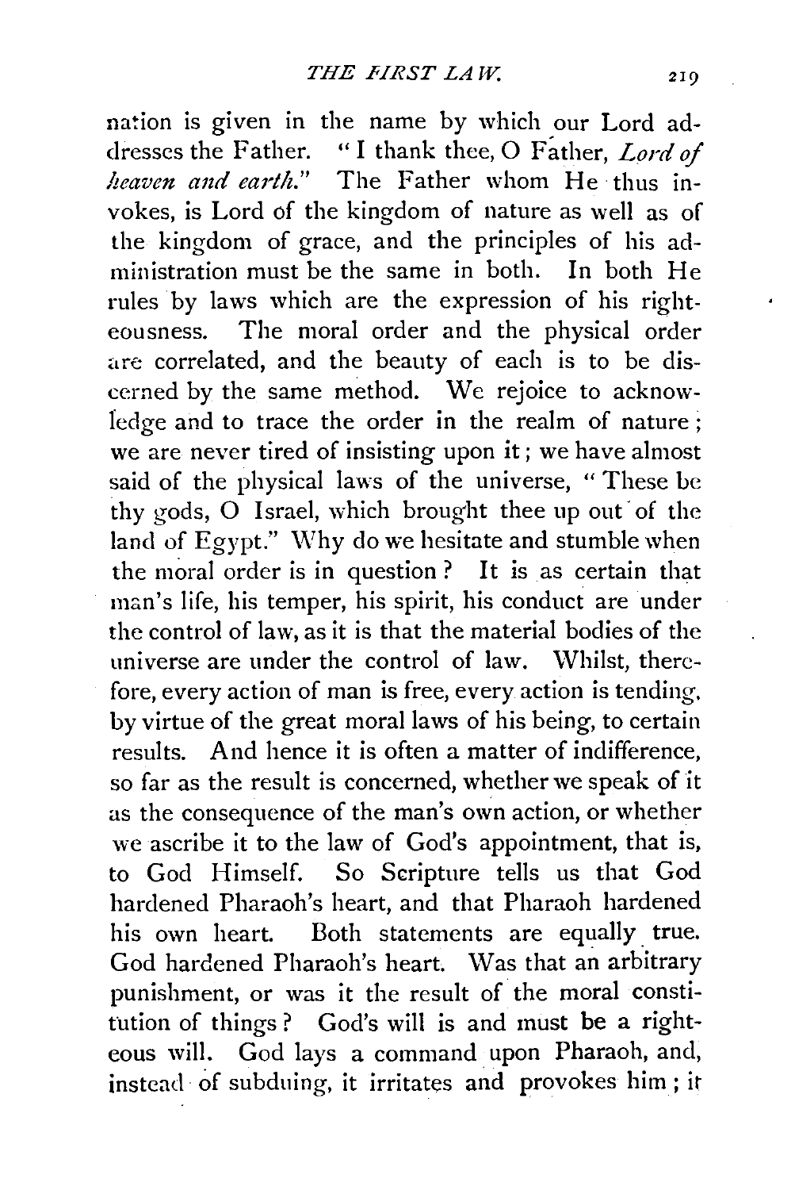nation is given in the name by which our Lord addresses the Father. "I thank thee, O Father, *Lord of heaven and earth.*" The Father whom He thus invokes, is Lord of the kingdom of nature as well as of the kingdom of grace, and the principles of his administration must be the same in both. In both He rules by laws which are the expression of his righteousness. The moral order and the physical order are correlated, and the beauty of each is to be discerned by the same method. We rejoice to acknowledge and to trace the order in the realm of nature; we are never tired of insisting upon it; we have almost said of the physical laws of the universe, "These be thy gods, O Israel, which brought thee up out of the land of Egypt." Why do we hesitate and stumble when the moral order is in question? It is as certain that man's life, his temper, his spirit, his conduct are under the control of law, as it is that the material bodies of the universe are under the control of law. Whilst, therefore, every action of man is free, every action is tending, by virtue of the great moral laws of his being, to certain results. And hence it is often a matter of indifference, so far as the result is concerned, whether we speak of it as the consequence of the man's own action, or whether we ascribe it to the law of God's appointment, that is, to God Himself. So Scripture tells us that God hardened Pharaoh's heart, and that Pharaoh hardened his own heart. Both statements are equally true. God hardened Pharaoh's heart. Was that an arbitrary punishment, or was it the result of the moral constitution of things? God's will is and must be a righteous will. God lays a command upon Pharaoh, and, instead of subduing, it irritates and provokes him; it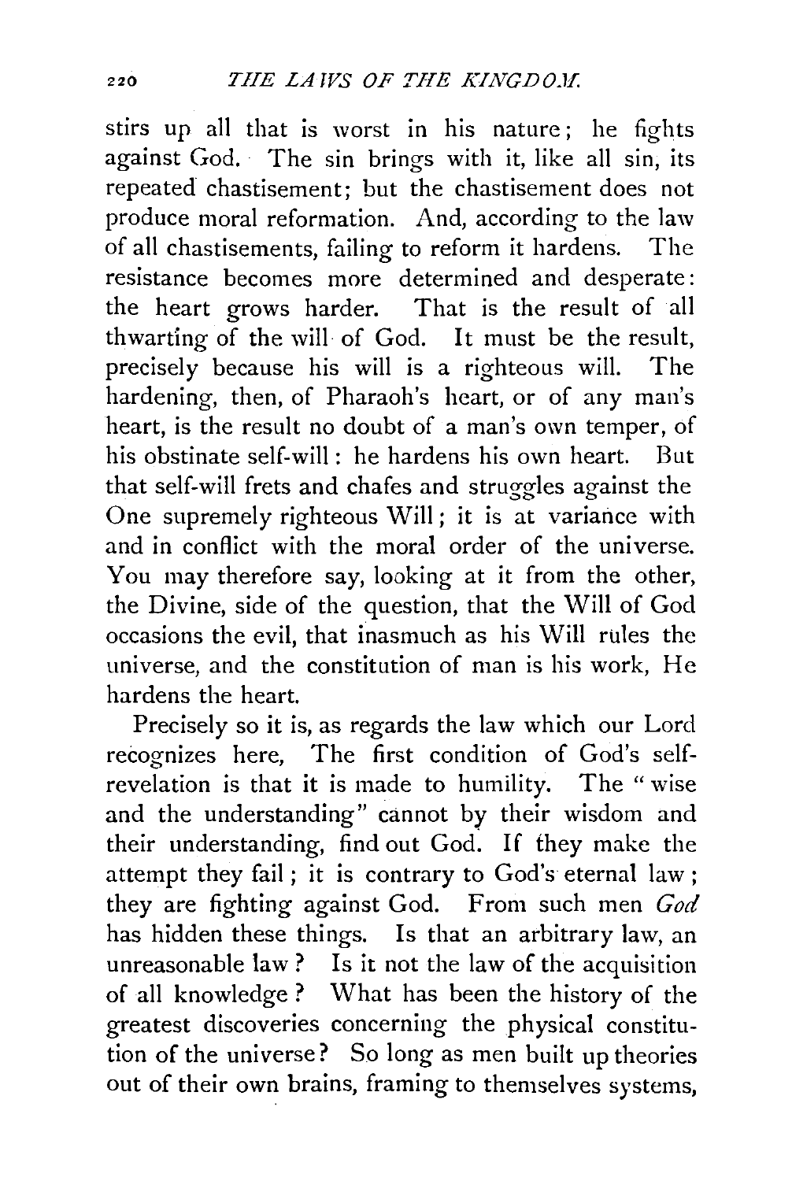stirs up all that is worst in his nature; he fights against God. The sin brings with it, like all sin, its repeated chastisement; but the chastisement does not produce moral reformation. And, according to the law of all chastisements, failing to reform it hardens. The resistance becomes more determined and desperate: the heart grows harder. That is the result of all thwarting of the will of God. It must be the result, precisely because his will is a righteous will. The hardening, then, of Pharaoh's heart, or of any man's heart, is the result no doubt of a man's own temper, of his obstinate self-will: he hardens his own heart. But that self-will frets and chafes and struggles against the One supremely righteous Will; it is at variance with and in conflict with the moral order of the universe. You may therefore say, looking at it from the other, the Divine, side of the question, that the Will of God occasions the evil, that inasmuch as his Will rules the universe, and the constitution of man is his work, He hardens the heart.

Precisely so it is, as regards the law which our Lord recognizes here, The first condition of God's self-revelation is that it is made to humility. The "wise and the understanding" cannot by their wisdom and their understanding, find out God. If they make the attempt they fail; it is contrary to God's eternal law; they are fighting against God. From such men *God* has hidden these things. Is that an arbitrary law, an unreasonable law? Is it not the law of the acquisition of all knowledge? What has been the history of the greatest discoveries concerning the physical constitution of the universe? So long as men built up theories out of their own brains, framing to themselves systems,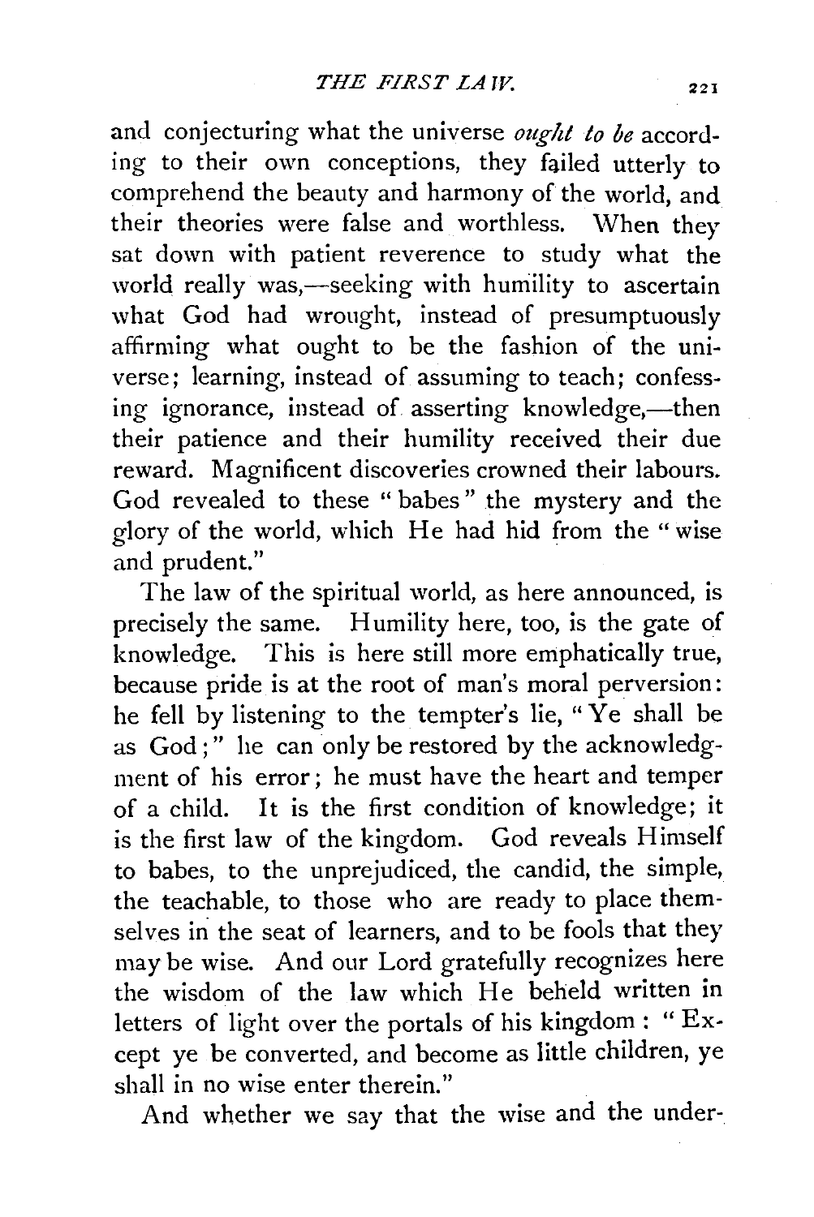and conjecturing what the universe *ought to be* according to their own conceptions, they failed utterly to comprehend the beauty and harmony of the world, and their theories were false and worthless. When they sat down with patient reverence to study what the world really was,—seeking with humility to ascertain what God had wrought, instead of presumptuously affirming what ought to be the fashion of the universe; learning, instead of assuming to teach; confessing ignorance, instead of asserting knowledge,—then their patience and their humility received their due reward. Magnificent discoveries crowned their labours. God revealed to these "babes" the mystery and the glory of the world, which He had hid from the "wise and prudent."

The law of the spiritual world, as here announced, is precisely the same. Humility here, too, is the gate of knowledge. This is here still more emphatically true, because pride is at the root of man's moral perversion: he fell by listening to the tempter's lie, "Ye shall be as God;" he can only be restored by the acknowledgment of his error; he must have the heart and temper of a child. It is the first condition of knowledge; it is the first law of the kingdom. God reveals Himself to babes, to the unprejudiced, the candid, the simple, the teachable, to those who are ready to place themselves in the seat of learners, and to be fools that they may be wise. And our Lord gratefully recognizes here the wisdom of the law which He beheld written in letters of light over the portals of his kingdom: "Except ye be converted, and become as little children, ye shall in no wise enter therein."

And whether we say that the wise and the under-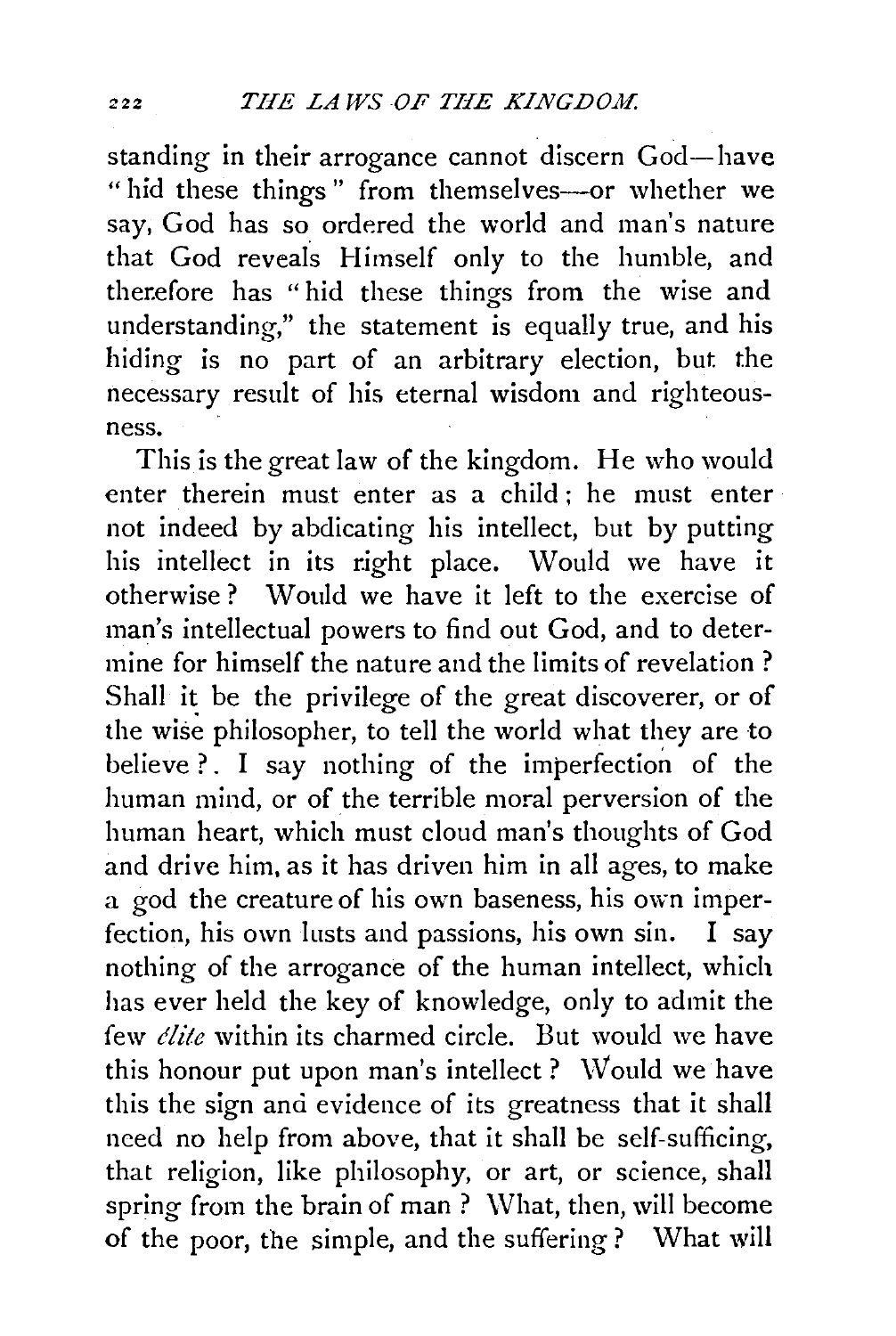standing in their arrogance cannot discern God—have "hid these things" from themselves—or whether we say, God has so ordered the world and man's nature that God reveals Himself only to the humble, and therefore has "hid these things from the wise and understanding," the statement is equally true, and his hiding is no part of an arbitrary election, but the necessary result of his eternal wisdom and righteousness.

This is the great law of the kingdom. He who would enter therein must enter as a child; he must enter not indeed by abdicating his intellect, but by putting his intellect in its right place. Would we have it otherwise? Would we have it left to the exercise of man's intellectual powers to find out God, and to determine for himself the nature and the limits of revelation? Shall it be the privilege of the great discoverer, or of the wise philosopher, to tell the world what they are to believe?. I say nothing of the imperfection of the human mind, or of the terrible moral perversion of the human heart, which must cloud man's thoughts of God and drive him, as it has driven him in all ages, to make a god the creature of his own baseness, his own imperfection, his own lusts and passions, his own sin. I say nothing of the arrogance of the human intellect, which has ever held the key of knowledge, only to admit the few *élite* within its charmed circle. But would we have this honour put upon man's intellect? Would we have this the sign and evidence of its greatness that it shall need no help from above, that it shall be self-sufficing, that religion, like philosophy, or art, or science, shall spring from the brain of man? What, then, will become of the poor, the simple, and the suffering? What will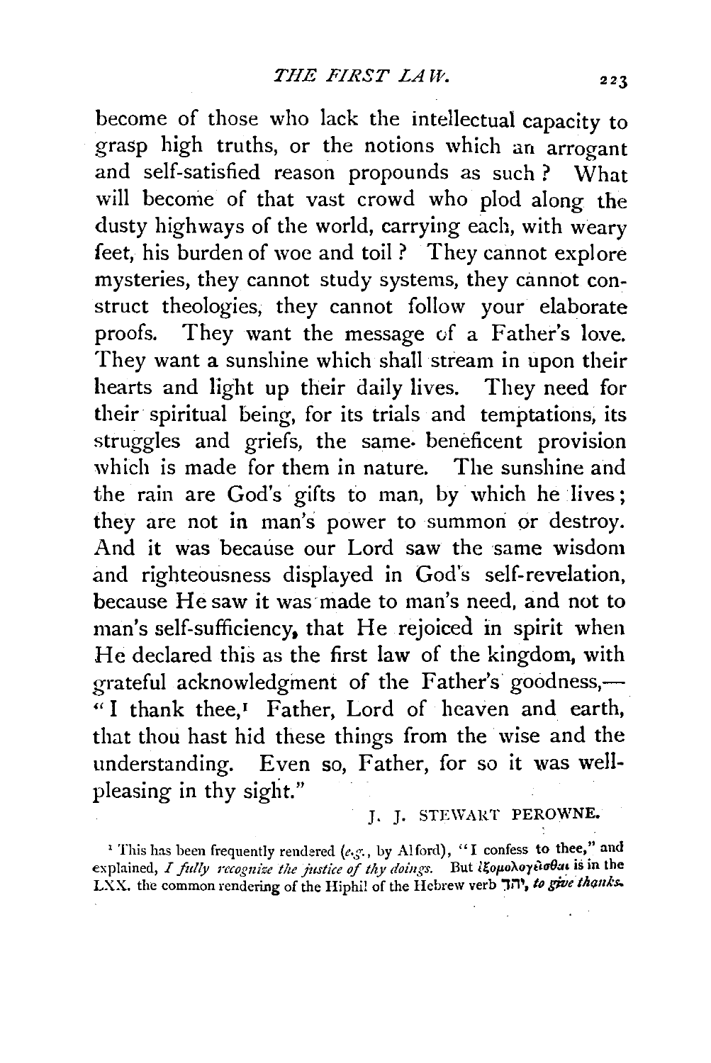become of those who lack the intellectual capacity to grasp high truths, or the notions which an arrogant and self-satisfied reason propounds as such? What will become of that vast crowd who plod along the dusty highways of the world, carrying each, with weary feet, his burden of woe and toil? They cannot explore mysteries, they cannot study systems, they cannot construct theologies, they cannot follow your elaborate proofs. They want the message of a Father's love. They want a sunshine which shall stream in upon their hearts and light up their daily lives. They need for their spiritual being, for its trials and temptations, its struggles and griefs, the same beneficent provision which is made for them in nature. The sunshine and the rain are God's gifts to man, by which he lives; they are not in man's power to summon or destroy. And it was because our Lord saw the same wisdom and righteousness displayed in God's self-revelation, because He saw it was made to man's need, and not to man's self-sufficiency, that He rejoiced in spirit when He declared this as the first law of the kingdom, with grateful acknowledgment of the Father's goodness,— "I thank thee,[1] Father, Lord of heaven and earth, that thou hast hid these things from the wise and the understanding. Even so, Father, for so it was well-pleasing in thy sight."

J. J. STEWART PEROWNE.

[1] This has been frequently rendered (*e.g.*, by Alford), "I confess to thee," and explained, *I fully recognize the justice of thy doings.* But ἐξομολογεῖσθαι is in the LXX. the common rendering of the Hiphil of the Hebrew verb ידה, *to give thanks.*